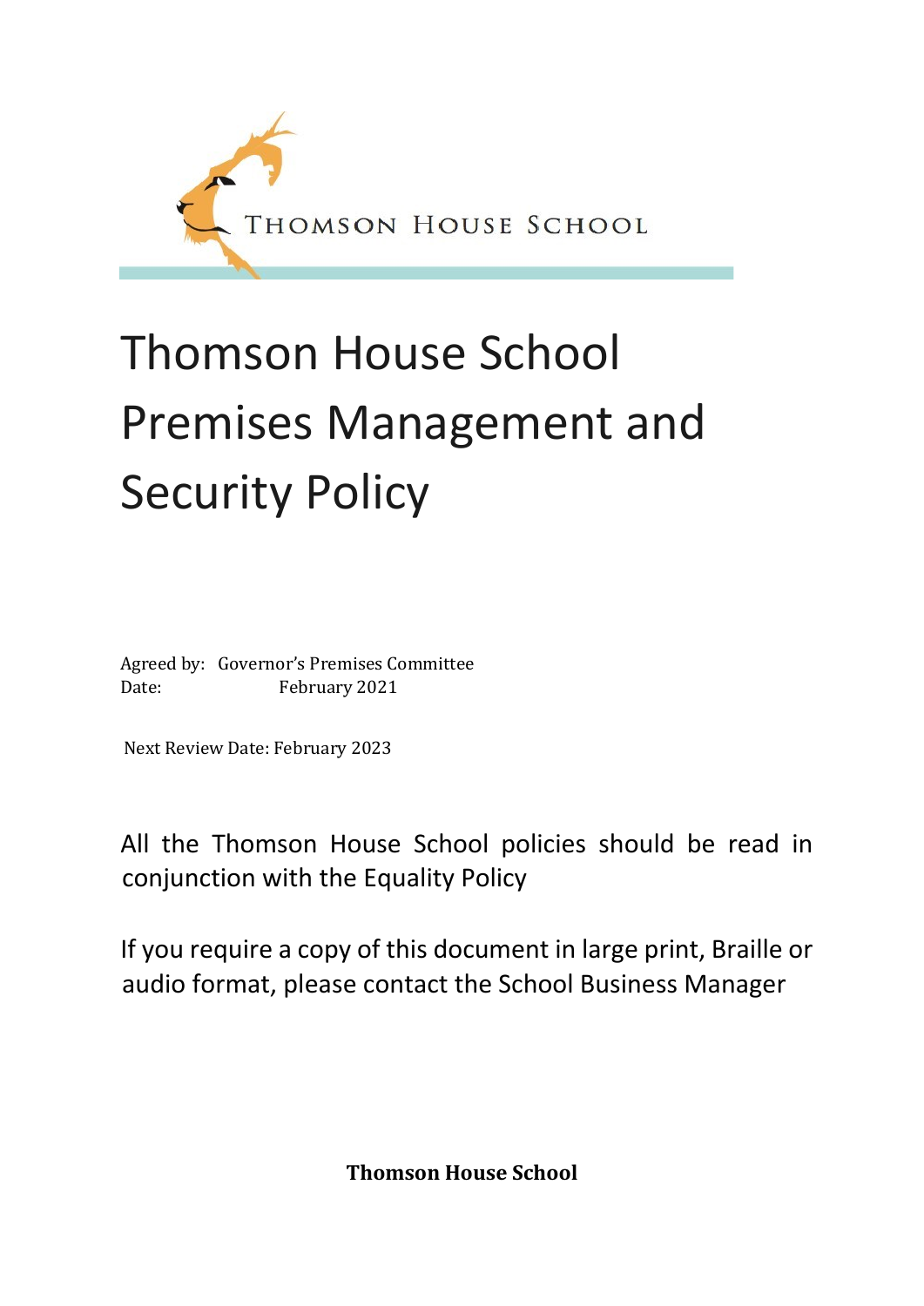THOMSON HOUSE SCHOOL

# Thomson House School Premises Management and Security Policy

Agreed by: Governor's Premises Committee
Date: February 2021

Next Review Date: February 2023

All the Thomson House School policies should be read in conjunction with the Equality Policy

If you require a copy of this document in large print, Braille or audio format, please contact the School Business Manager

**Thomson House School**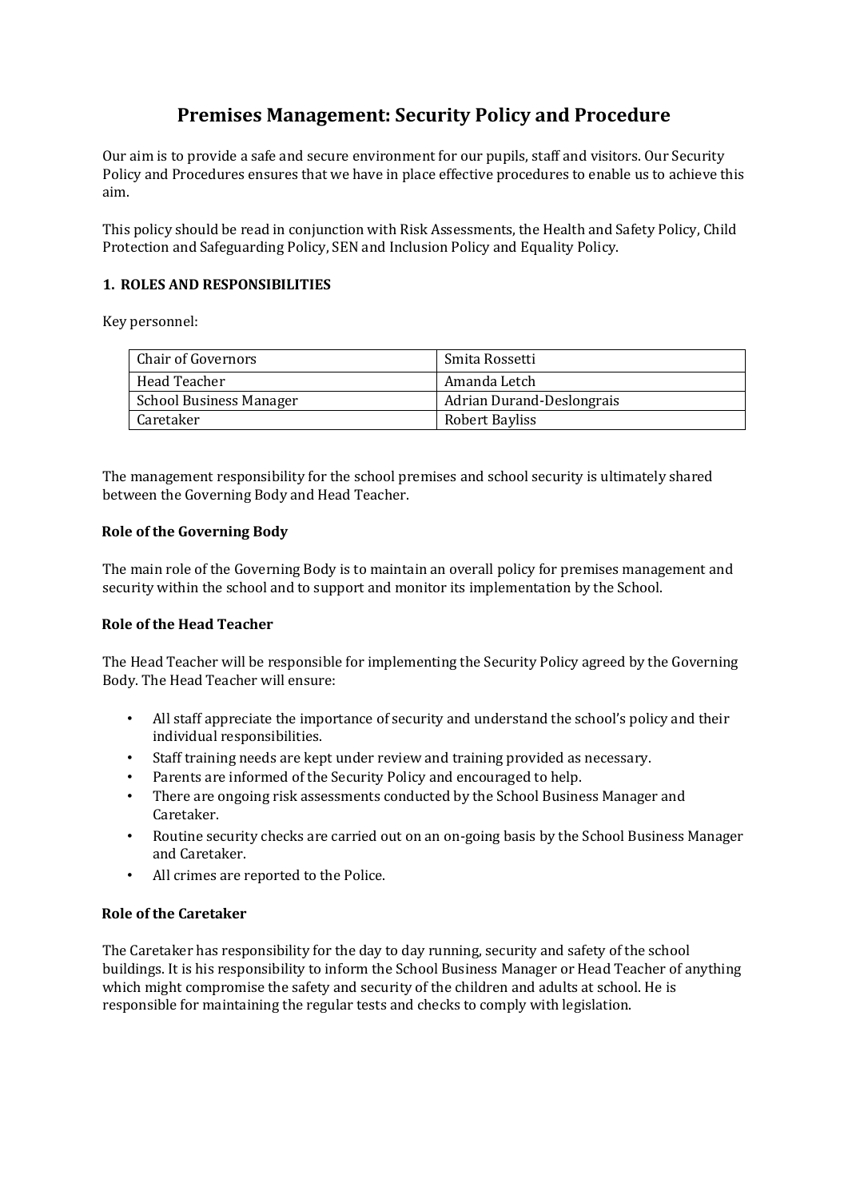# Premises Management: Security Policy and Procedure

Our aim is to provide a safe and secure environment for our pupils, staff and visitors. Our Security Policy and Procedures ensures that we have in place effective procedures to enable us to achieve this aim.

This policy should be read in conjunction with Risk Assessments, the Health and Safety Policy, Child Protection and Safeguarding Policy, SEN and Inclusion Policy and Equality Policy.

### 1. ROLES AND RESPONSIBILITIES

Key personnel:

| Chair of Governors | Smita Rossetti |
|---|---|
| Head Teacher | Amanda Letch |
| School Business Manager | Adrian Durand-Deslongrais |
| Caretaker | Robert Bayliss |

The management responsibility for the school premises and school security is ultimately shared between the Governing Body and Head Teacher.

**Role of the Governing Body**

The main role of the Governing Body is to maintain an overall policy for premises management and security within the school and to support and monitor its implementation by the School.

**Role of the Head Teacher**

The Head Teacher will be responsible for implementing the Security Policy agreed by the Governing Body. The Head Teacher will ensure:

- All staff appreciate the importance of security and understand the school's policy and their individual responsibilities.
- Staff training needs are kept under review and training provided as necessary.
- Parents are informed of the Security Policy and encouraged to help.
- There are ongoing risk assessments conducted by the School Business Manager and Caretaker.
- Routine security checks are carried out on an on-going basis by the School Business Manager and Caretaker.
- All crimes are reported to the Police.

**Role of the Caretaker**

The Caretaker has responsibility for the day to day running, security and safety of the school buildings. It is his responsibility to inform the School Business Manager or Head Teacher of anything which might compromise the safety and security of the children and adults at school. He is responsible for maintaining the regular tests and checks to comply with legislation.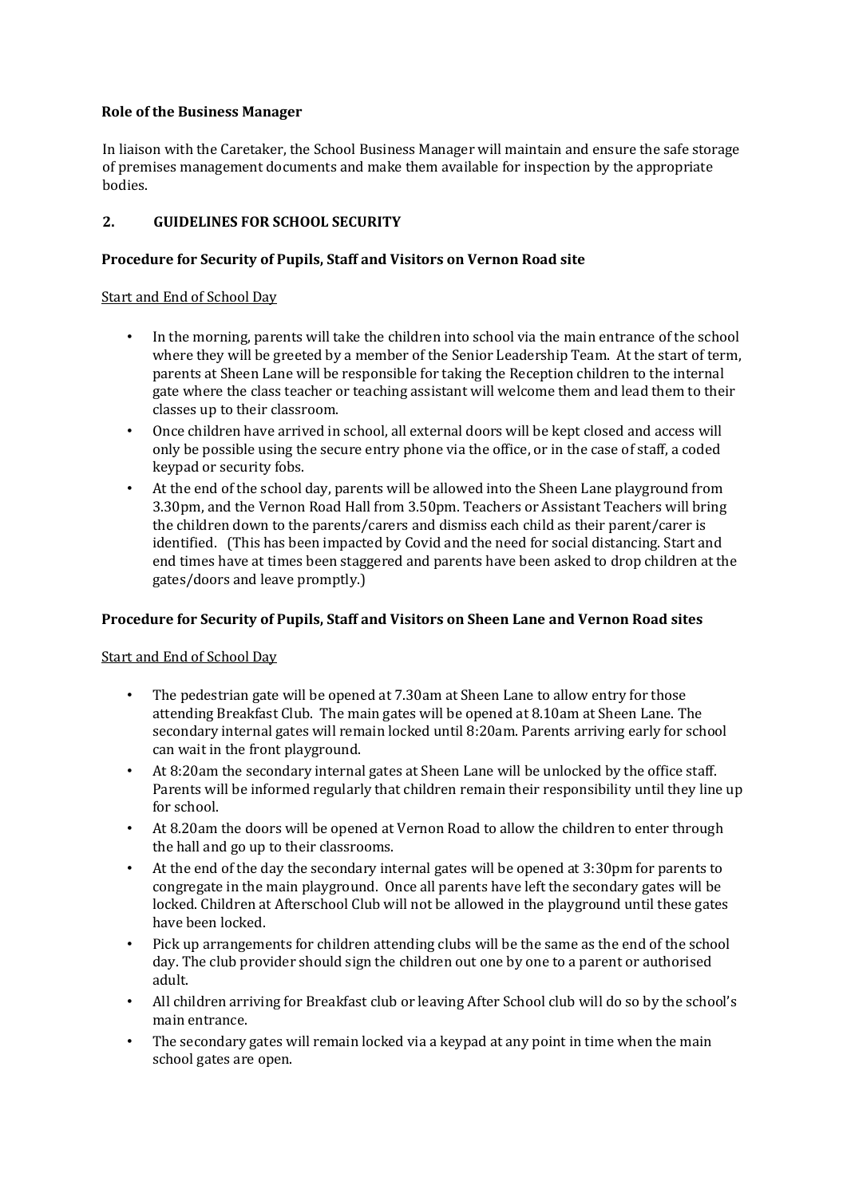**Role of the Business Manager**

In liaison with the Caretaker, the School Business Manager will maintain and ensure the safe storage of premises management documents and make them available for inspection by the appropriate bodies.

## 2. GUIDELINES FOR SCHOOL SECURITY

**Procedure for Security of Pupils, Staff and Visitors on Vernon Road site**

Start and End of School Day

- In the morning, parents will take the children into school via the main entrance of the school where they will be greeted by a member of the Senior Leadership Team. At the start of term, parents at Sheen Lane will be responsible for taking the Reception children to the internal gate where the class teacher or teaching assistant will welcome them and lead them to their classes up to their classroom.
- Once children have arrived in school, all external doors will be kept closed and access will only be possible using the secure entry phone via the office, or in the case of staff, a coded keypad or security fobs.
- At the end of the school day, parents will be allowed into the Sheen Lane playground from 3.30pm, and the Vernon Road Hall from 3.50pm. Teachers or Assistant Teachers will bring the children down to the parents/carers and dismiss each child as their parent/carer is identified. (This has been impacted by Covid and the need for social distancing. Start and end times have at times been staggered and parents have been asked to drop children at the gates/doors and leave promptly.)

**Procedure for Security of Pupils, Staff and Visitors on Sheen Lane and Vernon Road sites**

Start and End of School Day

- The pedestrian gate will be opened at 7.30am at Sheen Lane to allow entry for those attending Breakfast Club. The main gates will be opened at 8.10am at Sheen Lane. The secondary internal gates will remain locked until 8:20am. Parents arriving early for school can wait in the front playground.
- At 8:20am the secondary internal gates at Sheen Lane will be unlocked by the office staff. Parents will be informed regularly that children remain their responsibility until they line up for school.
- At 8.20am the doors will be opened at Vernon Road to allow the children to enter through the hall and go up to their classrooms.
- At the end of the day the secondary internal gates will be opened at 3:30pm for parents to congregate in the main playground. Once all parents have left the secondary gates will be locked. Children at Afterschool Club will not be allowed in the playground until these gates have been locked.
- Pick up arrangements for children attending clubs will be the same as the end of the school day. The club provider should sign the children out one by one to a parent or authorised adult.
- All children arriving for Breakfast club or leaving After School club will do so by the school's main entrance.
- The secondary gates will remain locked via a keypad at any point in time when the main school gates are open.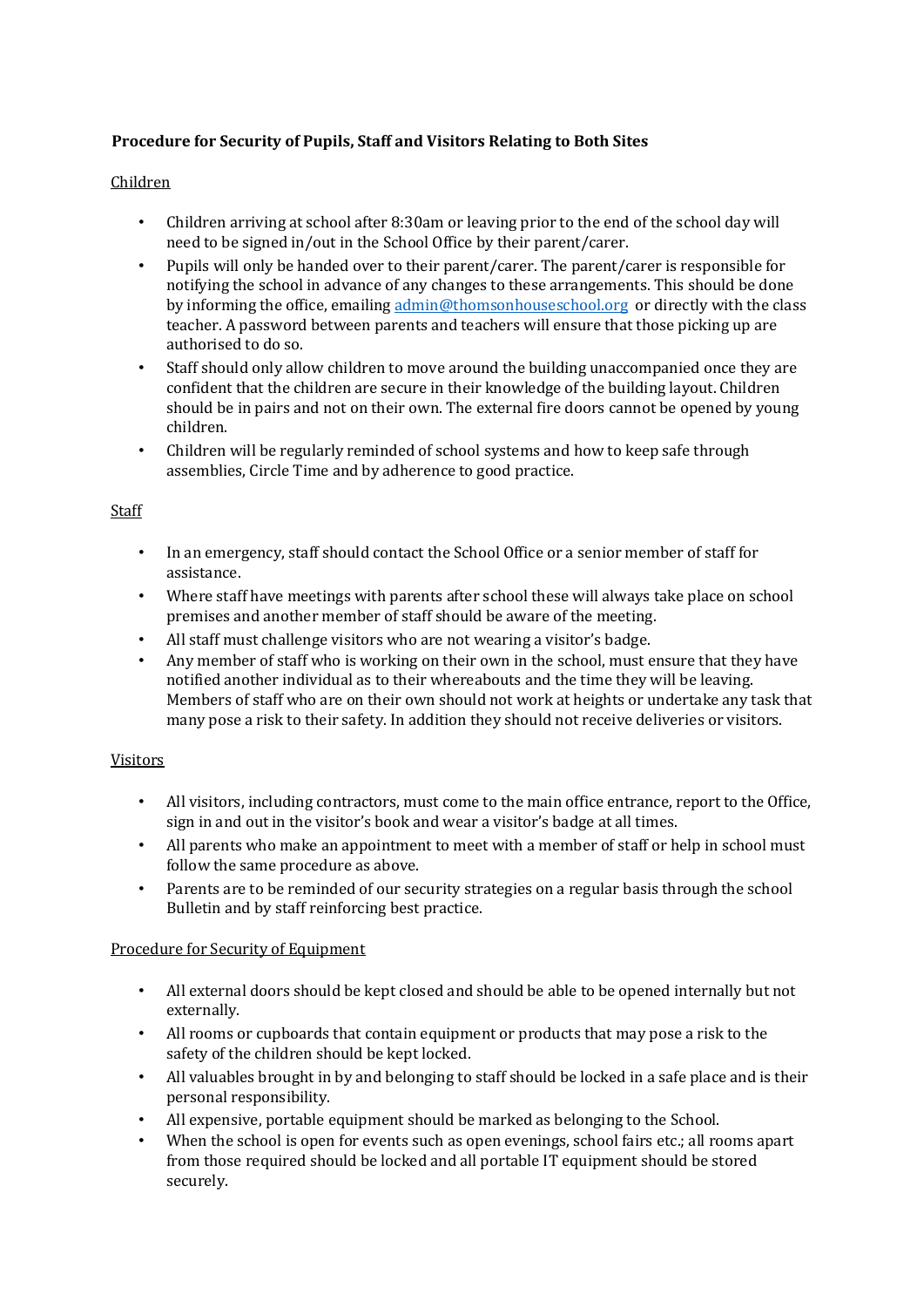**Procedure for Security of Pupils, Staff and Visitors Relating to Both Sites**

Children

- Children arriving at school after 8:30am or leaving prior to the end of the school day will need to be signed in/out in the School Office by their parent/carer.
- Pupils will only be handed over to their parent/carer. The parent/carer is responsible for notifying the school in advance of any changes to these arrangements. This should be done by informing the office, emailing admin@thomsonhouseschool.org or directly with the class teacher. A password between parents and teachers will ensure that those picking up are authorised to do so.
- Staff should only allow children to move around the building unaccompanied once they are confident that the children are secure in their knowledge of the building layout. Children should be in pairs and not on their own. The external fire doors cannot be opened by young children.
- Children will be regularly reminded of school systems and how to keep safe through assemblies, Circle Time and by adherence to good practice.

Staff

- In an emergency, staff should contact the School Office or a senior member of staff for assistance.
- Where staff have meetings with parents after school these will always take place on school premises and another member of staff should be aware of the meeting.
- All staff must challenge visitors who are not wearing a visitor's badge.
- Any member of staff who is working on their own in the school, must ensure that they have notified another individual as to their whereabouts and the time they will be leaving. Members of staff who are on their own should not work at heights or undertake any task that many pose a risk to their safety. In addition they should not receive deliveries or visitors.

Visitors

- All visitors, including contractors, must come to the main office entrance, report to the Office, sign in and out in the visitor's book and wear a visitor's badge at all times.
- All parents who make an appointment to meet with a member of staff or help in school must follow the same procedure as above.
- Parents are to be reminded of our security strategies on a regular basis through the school Bulletin and by staff reinforcing best practice.

Procedure for Security of Equipment

- All external doors should be kept closed and should be able to be opened internally but not externally.
- All rooms or cupboards that contain equipment or products that may pose a risk to the safety of the children should be kept locked.
- All valuables brought in by and belonging to staff should be locked in a safe place and is their personal responsibility.
- All expensive, portable equipment should be marked as belonging to the School.
- When the school is open for events such as open evenings, school fairs etc.; all rooms apart from those required should be locked and all portable IT equipment should be stored securely.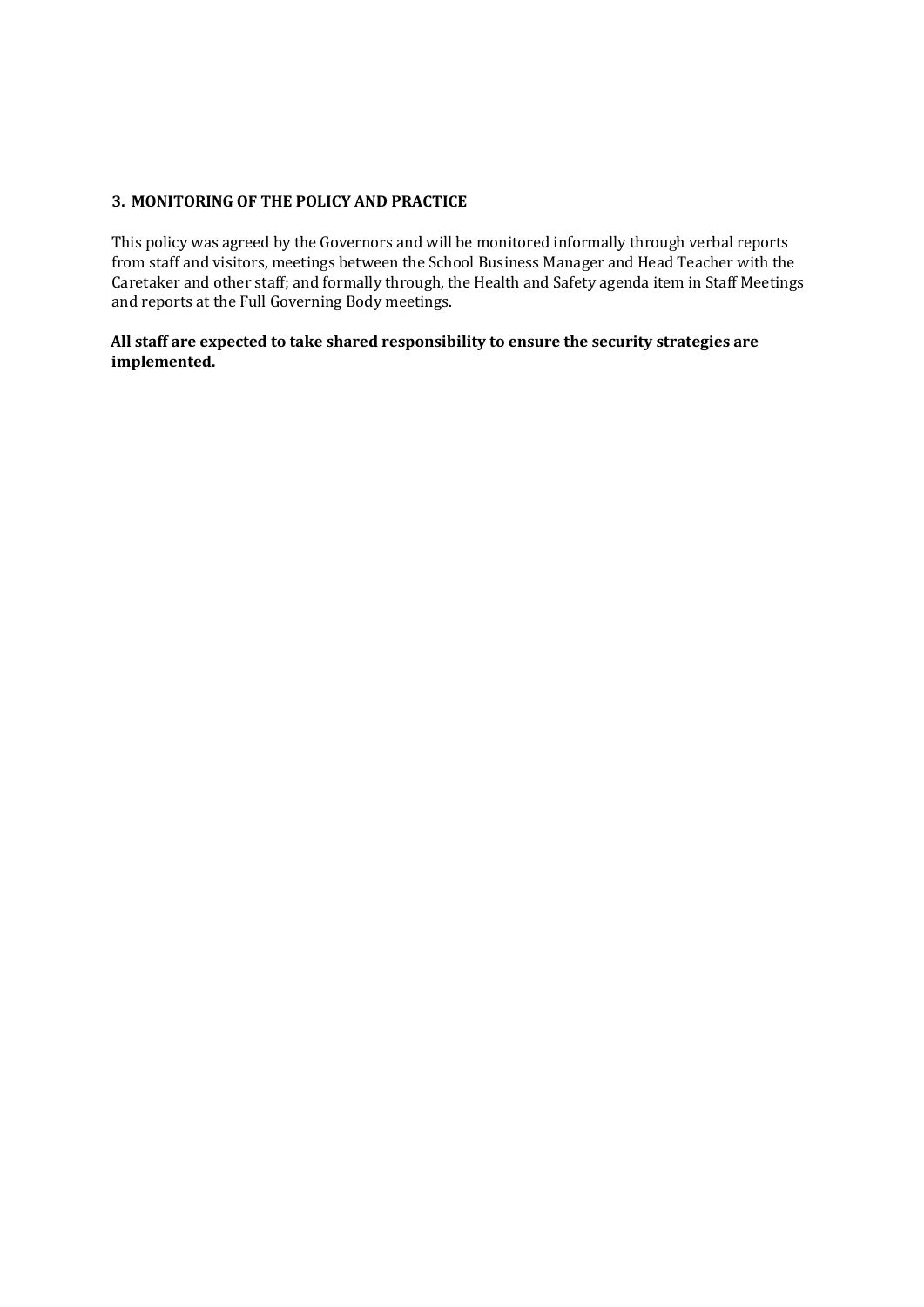### 3. MONITORING OF THE POLICY AND PRACTICE

This policy was agreed by the Governors and will be monitored informally through verbal reports from staff and visitors, meetings between the School Business Manager and Head Teacher with the Caretaker and other staff; and formally through, the Health and Safety agenda item in Staff Meetings and reports at the Full Governing Body meetings.

**All staff are expected to take shared responsibility to ensure the security strategies are implemented.**